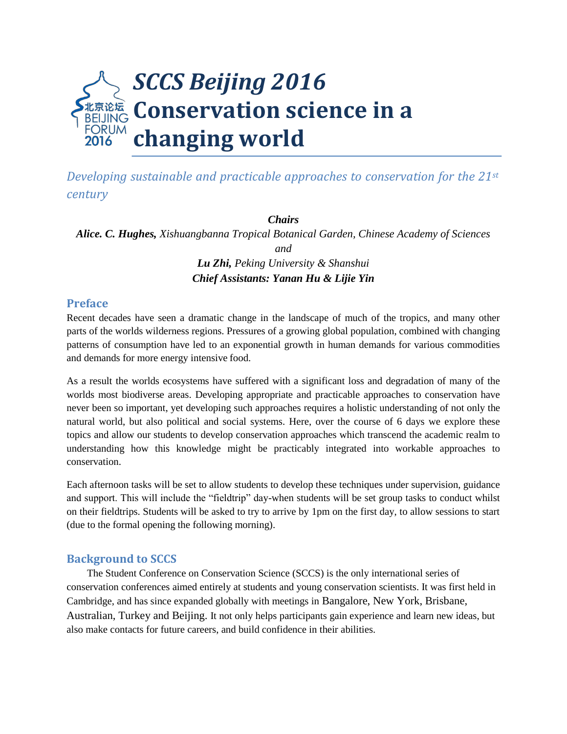# SCCS Beijing 2016 Conservation science in a changing world

*Developing sustainable and practicable approaches to conservation for the 21st century*

***Chairs***

***Alice. C. Hughes,*** *Xishuangbanna Tropical Botanical Garden, Chinese Academy of Sciences*

*and*

***Lu Zhi,*** *Peking University & Shanshui*

***Chief Assistants: Yanan Hu & Lijie Yin***

## Preface

Recent decades have seen a dramatic change in the landscape of much of the tropics, and many other parts of the worlds wilderness regions. Pressures of a growing global population, combined with changing patterns of consumption have led to an exponential growth in human demands for various commodities and demands for more energy intensive food.

As a result the worlds ecosystems have suffered with a significant loss and degradation of many of the worlds most biodiverse areas. Developing appropriate and practicable approaches to conservation have never been so important, yet developing such approaches requires a holistic understanding of not only the natural world, but also political and social systems. Here, over the course of 6 days we explore these topics and allow our students to develop conservation approaches which transcend the academic realm to understanding how this knowledge might be practicably integrated into workable approaches to conservation.

Each afternoon tasks will be set to allow students to develop these techniques under supervision, guidance and support. This will include the "fieldtrip" day-when students will be set group tasks to conduct whilst on their fieldtrips. Students will be asked to try to arrive by 1pm on the first day, to allow sessions to start (due to the formal opening the following morning).

## Background to SCCS

The Student Conference on Conservation Science (SCCS) is the only international series of conservation conferences aimed entirely at students and young conservation scientists. It was first held in Cambridge, and has since expanded globally with meetings in Bangalore, New York, Brisbane, Australian, Turkey and Beijing. It not only helps participants gain experience and learn new ideas, but also make contacts for future careers, and build confidence in their abilities.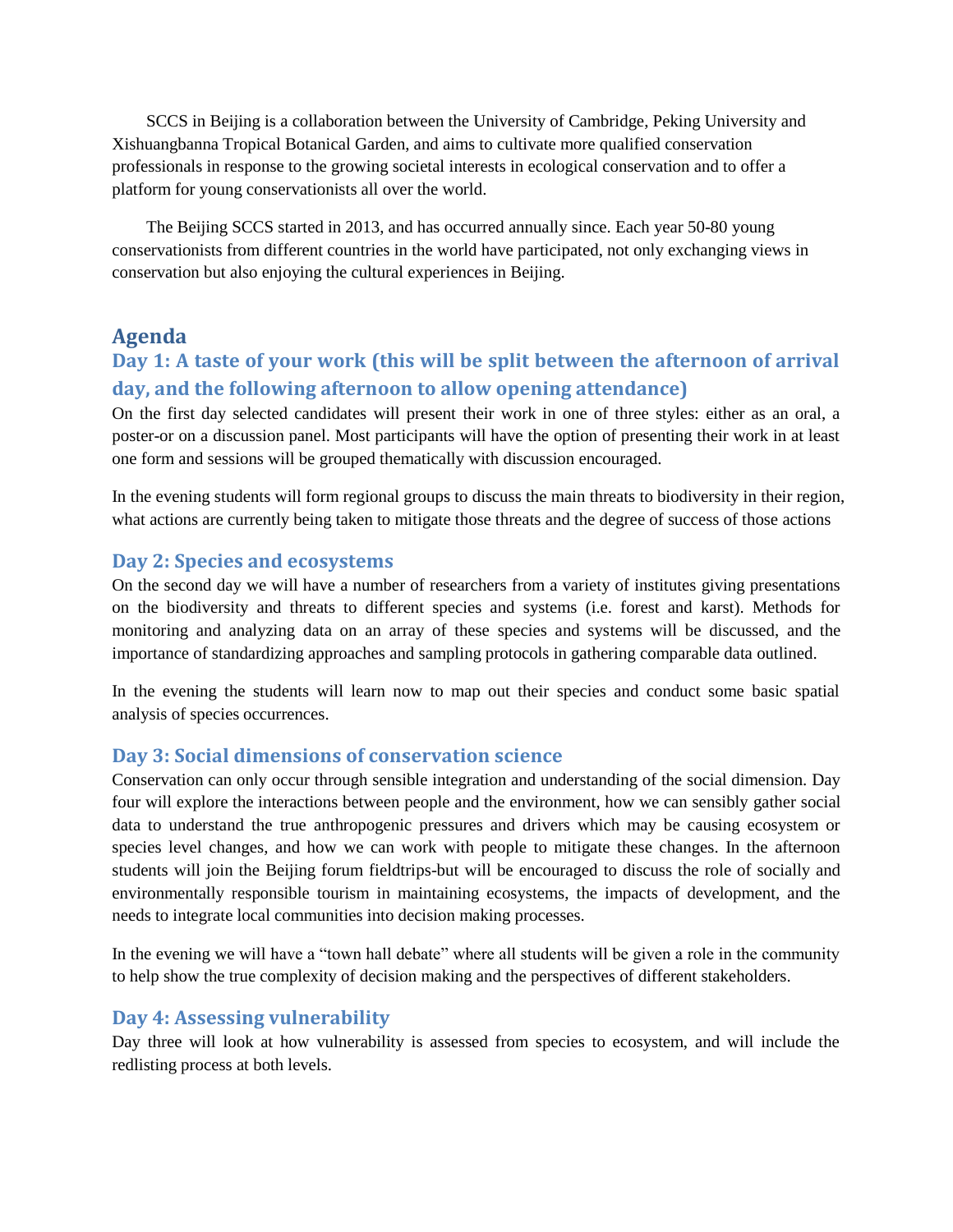SCCS in Beijing is a collaboration between the University of Cambridge, Peking University and Xishuangbanna Tropical Botanical Garden, and aims to cultivate more qualified conservation professionals in response to the growing societal interests in ecological conservation and to offer a platform for young conservationists all over the world.

The Beijing SCCS started in 2013, and has occurred annually since. Each year 50-80 young conservationists from different countries in the world have participated, not only exchanging views in conservation but also enjoying the cultural experiences in Beijing.

## Agenda

### Day 1: A taste of your work (this will be split between the afternoon of arrival day, and the following afternoon to allow opening attendance)

On the first day selected candidates will present their work in one of three styles: either as an oral, a poster-or on a discussion panel. Most participants will have the option of presenting their work in at least one form and sessions will be grouped thematically with discussion encouraged.

In the evening students will form regional groups to discuss the main threats to biodiversity in their region, what actions are currently being taken to mitigate those threats and the degree of success of those actions

### Day 2: Species and ecosystems

On the second day we will have a number of researchers from a variety of institutes giving presentations on the biodiversity and threats to different species and systems (i.e. forest and karst). Methods for monitoring and analyzing data on an array of these species and systems will be discussed, and the importance of standardizing approaches and sampling protocols in gathering comparable data outlined.

In the evening the students will learn now to map out their species and conduct some basic spatial analysis of species occurrences.

### Day 3: Social dimensions of conservation science

Conservation can only occur through sensible integration and understanding of the social dimension. Day four will explore the interactions between people and the environment, how we can sensibly gather social data to understand the true anthropogenic pressures and drivers which may be causing ecosystem or species level changes, and how we can work with people to mitigate these changes. In the afternoon students will join the Beijing forum fieldtrips-but will be encouraged to discuss the role of socially and environmentally responsible tourism in maintaining ecosystems, the impacts of development, and the needs to integrate local communities into decision making processes.

In the evening we will have a "town hall debate" where all students will be given a role in the community to help show the true complexity of decision making and the perspectives of different stakeholders.

### Day 4: Assessing vulnerability

Day three will look at how vulnerability is assessed from species to ecosystem, and will include the redlisting process at both levels.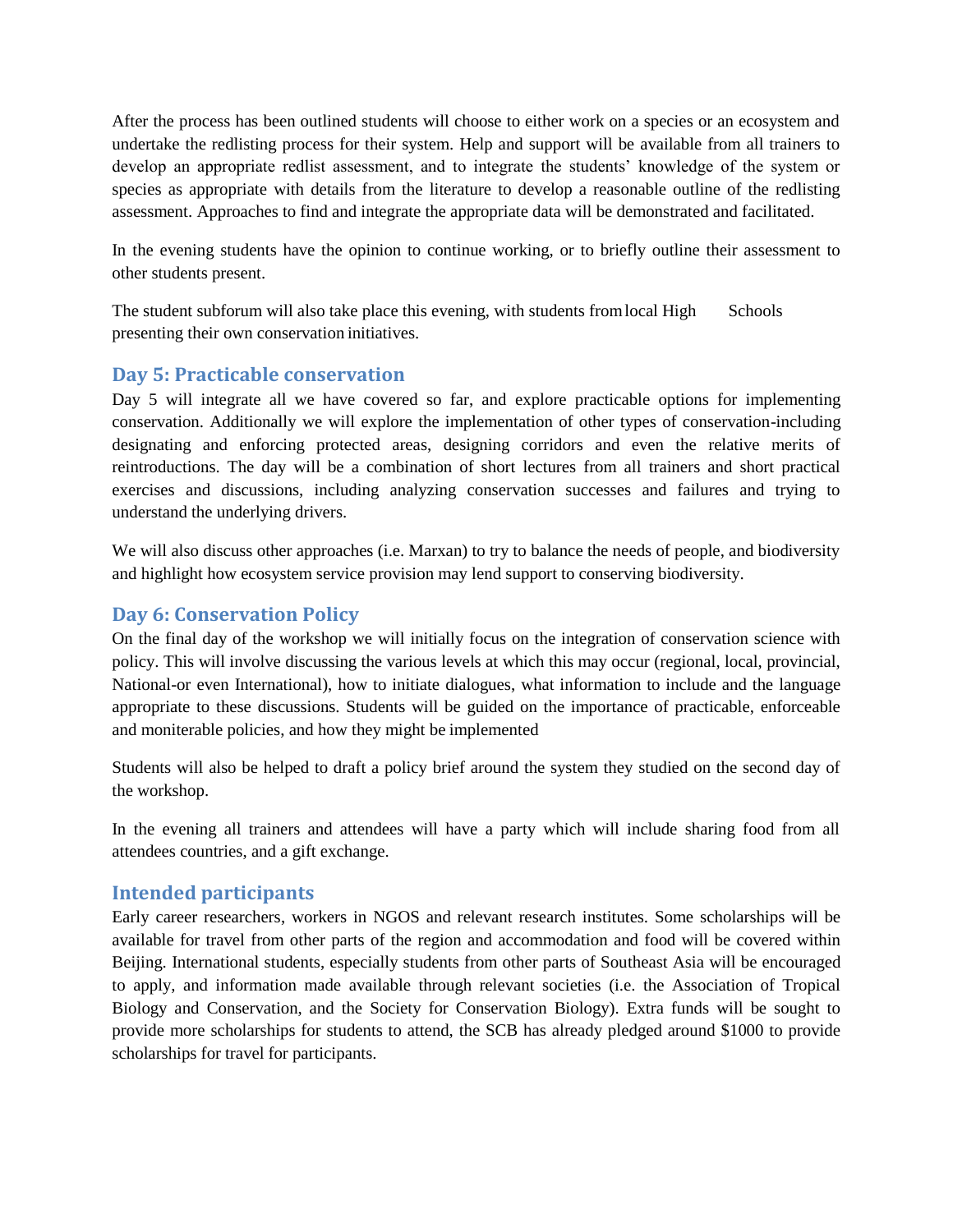After the process has been outlined students will choose to either work on a species or an ecosystem and undertake the redlisting process for their system. Help and support will be available from all trainers to develop an appropriate redlist assessment, and to integrate the students' knowledge of the system or species as appropriate with details from the literature to develop a reasonable outline of the redlisting assessment. Approaches to find and integrate the appropriate data will be demonstrated and facilitated.

In the evening students have the opinion to continue working, or to briefly outline their assessment to other students present.

The student subforum will also take place this evening, with students from local High Schools presenting their own conservation initiatives.

## Day 5: Practicable conservation

Day 5 will integrate all we have covered so far, and explore practicable options for implementing conservation. Additionally we will explore the implementation of other types of conservation-including designating and enforcing protected areas, designing corridors and even the relative merits of reintroductions. The day will be a combination of short lectures from all trainers and short practical exercises and discussions, including analyzing conservation successes and failures and trying to understand the underlying drivers.

We will also discuss other approaches (i.e. Marxan) to try to balance the needs of people, and biodiversity and highlight how ecosystem service provision may lend support to conserving biodiversity.

## Day 6: Conservation Policy

On the final day of the workshop we will initially focus on the integration of conservation science with policy. This will involve discussing the various levels at which this may occur (regional, local, provincial, National-or even International), how to initiate dialogues, what information to include and the language appropriate to these discussions. Students will be guided on the importance of practicable, enforceable and moniterable policies, and how they might be implemented

Students will also be helped to draft a policy brief around the system they studied on the second day of the workshop.

In the evening all trainers and attendees will have a party which will include sharing food from all attendees countries, and a gift exchange.

## Intended participants

Early career researchers, workers in NGOS and relevant research institutes. Some scholarships will be available for travel from other parts of the region and accommodation and food will be covered within Beijing. International students, especially students from other parts of Southeast Asia will be encouraged to apply, and information made available through relevant societies (i.e. the Association of Tropical Biology and Conservation, and the Society for Conservation Biology). Extra funds will be sought to provide more scholarships for students to attend, the SCB has already pledged around $1000 to provide scholarships for travel for participants.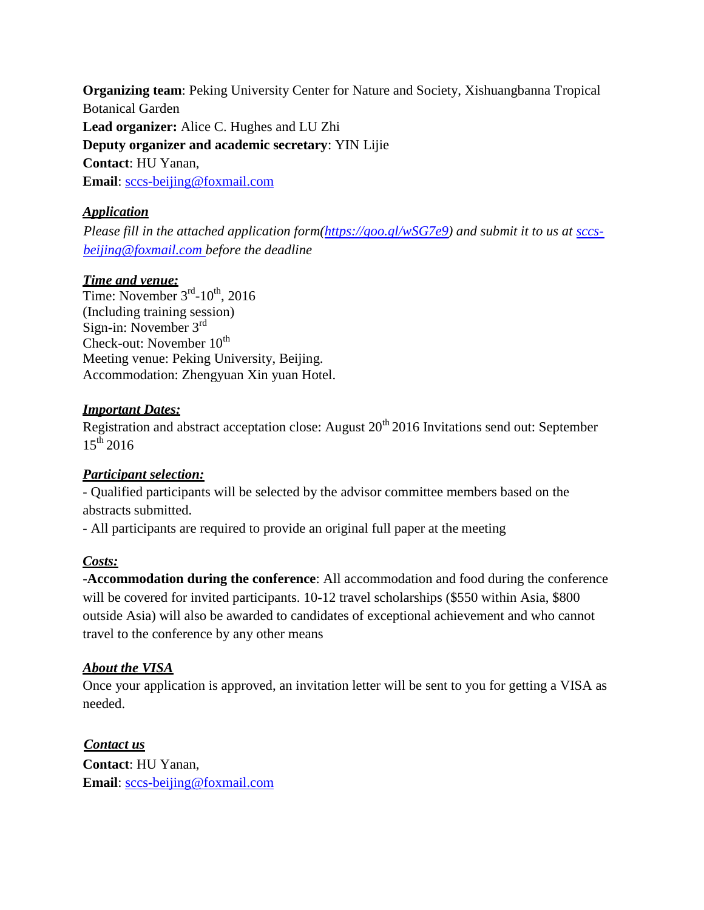**Organizing team**: Peking University Center for Nature and Society, Xishuangbanna Tropical Botanical Garden
**Lead organizer:** Alice C. Hughes and LU Zhi
**Deputy organizer and academic secretary**: YIN Lijie
**Contact**: HU Yanan,
**Email**: sccs-beijing@foxmail.com

***Application***

*Please fill in the attached application form(https://goo.gl/wSG7e9) and submit it to us at sccs-beijing@foxmail.com before the deadline*

***Time and venue:***

Time: November 3rd-10th, 2016
(Including training session)
Sign-in: November 3rd
Check-out: November 10th
Meeting venue: Peking University, Beijing.
Accommodation: Zhengyuan Xin yuan Hotel.

***Important Dates:***

Registration and abstract acceptation close: August 20th 2016 Invitations send out: September 15th 2016

***Participant selection:***

- Qualified participants will be selected by the advisor committee members based on the abstracts submitted.
- All participants are required to provide an original full paper at the meeting

***Costs:***

-**Accommodation during the conference**: All accommodation and food during the conference will be covered for invited participants. 10-12 travel scholarships ($550 within Asia, $800 outside Asia) will also be awarded to candidates of exceptional achievement and who cannot travel to the conference by any other means

***About the VISA***

Once your application is approved, an invitation letter will be sent to you for getting a VISA as needed.

***Contact us***

**Contact**: HU Yanan,
**Email**: sccs-beijing@foxmail.com